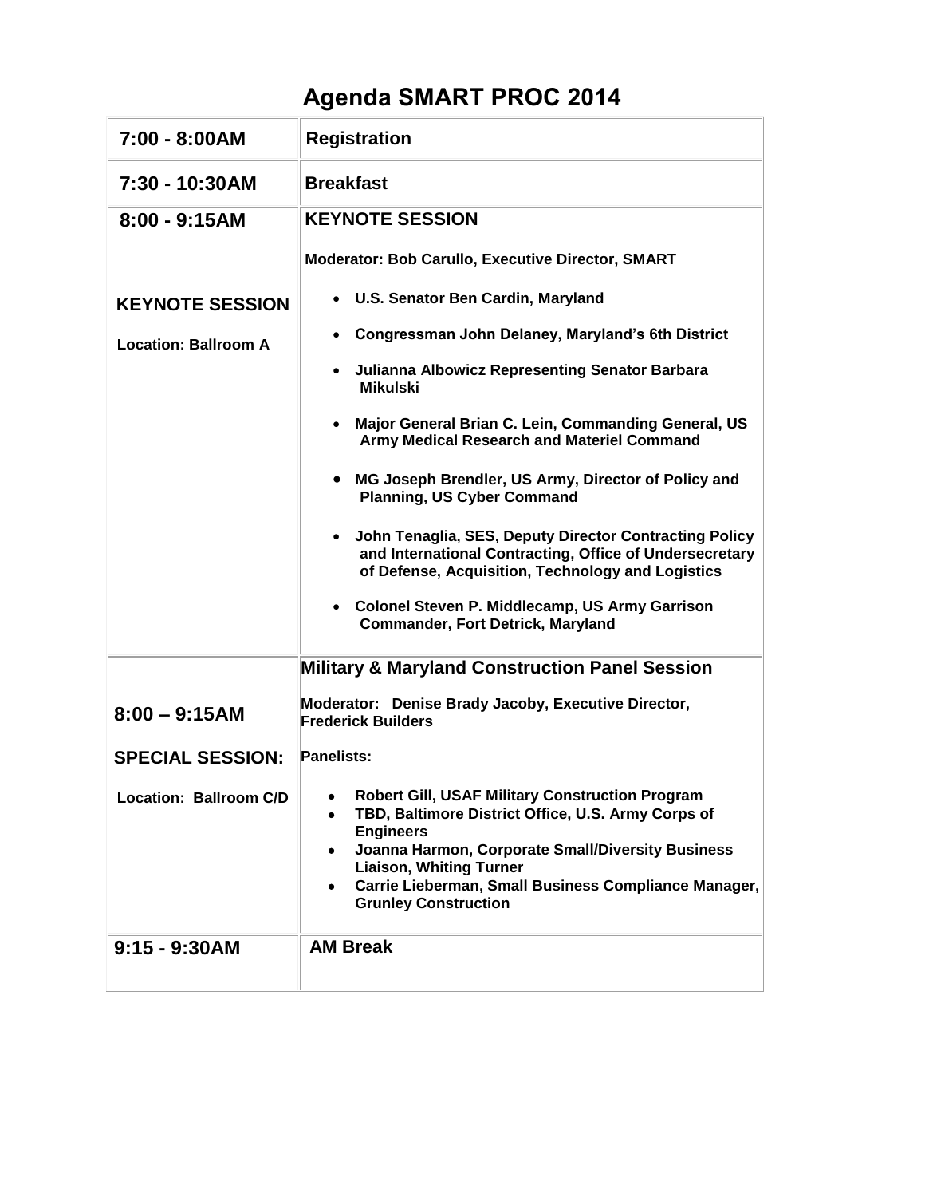# Agenda SMART PROC 2014

| | |
|---|---|
| **7:00 - 8:00AM** | **Registration** |
| **7:30 - 10:30AM** | **Breakfast** |
| **8:00 - 9:15AM**<br><br>**KEYNOTE SESSION**<br><br>**Location: Ballroom A** | **KEYNOTE SESSION**<br><br>**Moderator: Bob Carullo, Executive Director, SMART**<br><br>• **U.S. Senator Ben Cardin, Maryland**<br>• **Congressman John Delaney, Maryland's 6th District**<br>• **Julianna Albowicz Representing Senator Barbara Mikulski**<br>• **Major General Brian C. Lein, Commanding General, US Army Medical Research and Materiel Command**<br>• **MG Joseph Brendler, US Army, Director of Policy and Planning, US Cyber Command**<br>• **John Tenaglia, SES, Deputy Director Contracting Policy and International Contracting, Office of Undersecretary of Defense, Acquisition, Technology and Logistics**<br>• **Colonel Steven P. Middlecamp, US Army Garrison Commander, Fort Detrick, Maryland** |
| **8:00 – 9:15AM**<br><br>**SPECIAL SESSION:**<br><br>**Location: Ballroom C/D** | **Military & Maryland Construction Panel Session**<br><br>**Moderator: Denise Brady Jacoby, Executive Director, Frederick Builders**<br><br>**Panelists:**<br><br>• **Robert Gill, USAF Military Construction Program**<br>• **TBD, Baltimore District Office, U.S. Army Corps of Engineers**<br>• **Joanna Harmon, Corporate Small/Diversity Business Liaison, Whiting Turner**<br>• **Carrie Lieberman, Small Business Compliance Manager, Grunley Construction** |
| **9:15 - 9:30AM** | **AM Break** |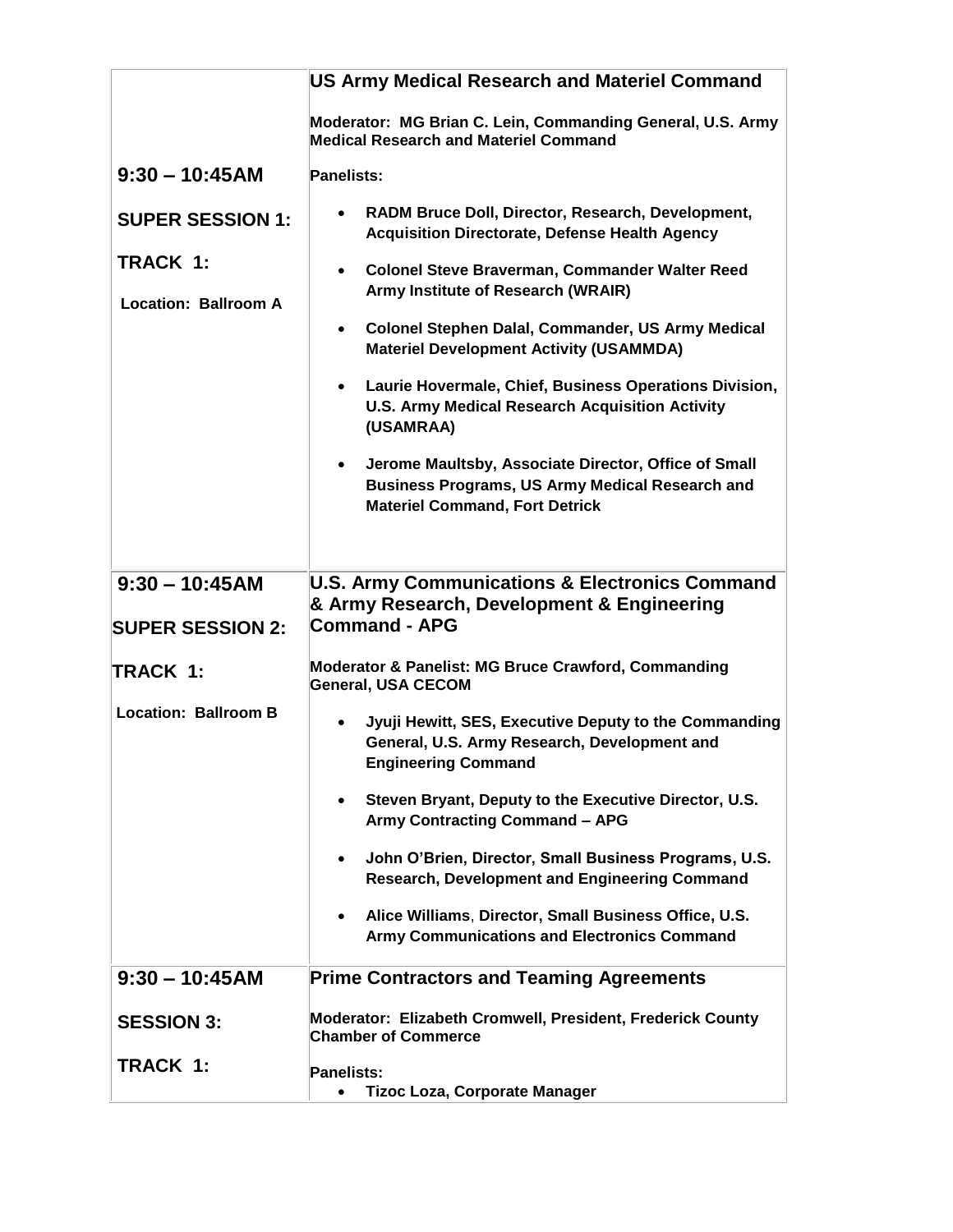| | |
|---|---|
| **9:30 – 10:45AM**<br><br>**SUPER SESSION 1:**<br><br>**TRACK 1:**<br><br>**Location: Ballroom A** | **US Army Medical Research and Materiel Command**<br><br>**Moderator: MG Brian C. Lein, Commanding General, U.S. Army Medical Research and Materiel Command**<br><br>**Panelists:**<br><br>• **RADM Bruce Doll, Director, Research, Development, Acquisition Directorate, Defense Health Agency**<br>• **Colonel Steve Braverman, Commander Walter Reed Army Institute of Research (WRAIR)**<br>• **Colonel Stephen Dalal, Commander, US Army Medical Materiel Development Activity (USAMMDA)**<br>• **Laurie Hovermale, Chief, Business Operations Division, U.S. Army Medical Research Acquisition Activity (USAMRAA)**<br>• **Jerome Maultsby, Associate Director, Office of Small Business Programs, US Army Medical Research and Materiel Command, Fort Detrick** |
| **9:30 – 10:45AM**<br><br>**SUPER SESSION 2:**<br><br>**TRACK 1:**<br><br>**Location: Ballroom B** | **U.S. Army Communications & Electronics Command & Army Research, Development & Engineering Command - APG**<br><br>**Moderator & Panelist: MG Bruce Crawford, Commanding General, USA CECOM**<br><br>• **Jyuji Hewitt, SES, Executive Deputy to the Commanding General, U.S. Army Research, Development and Engineering Command**<br>• **Steven Bryant, Deputy to the Executive Director, U.S. Army Contracting Command – APG**<br>• **John O'Brien, Director, Small Business Programs, U.S. Research, Development and Engineering Command**<br>• **Alice Williams, Director, Small Business Office, U.S. Army Communications and Electronics Command** |
| **9:30 – 10:45AM**<br><br>**SESSION 3:**<br><br>**TRACK 1:** | **Prime Contractors and Teaming Agreements**<br><br>**Moderator: Elizabeth Cromwell, President, Frederick County Chamber of Commerce**<br><br>**Panelists:**<br>• **Tizoc Loza, Corporate Manager** |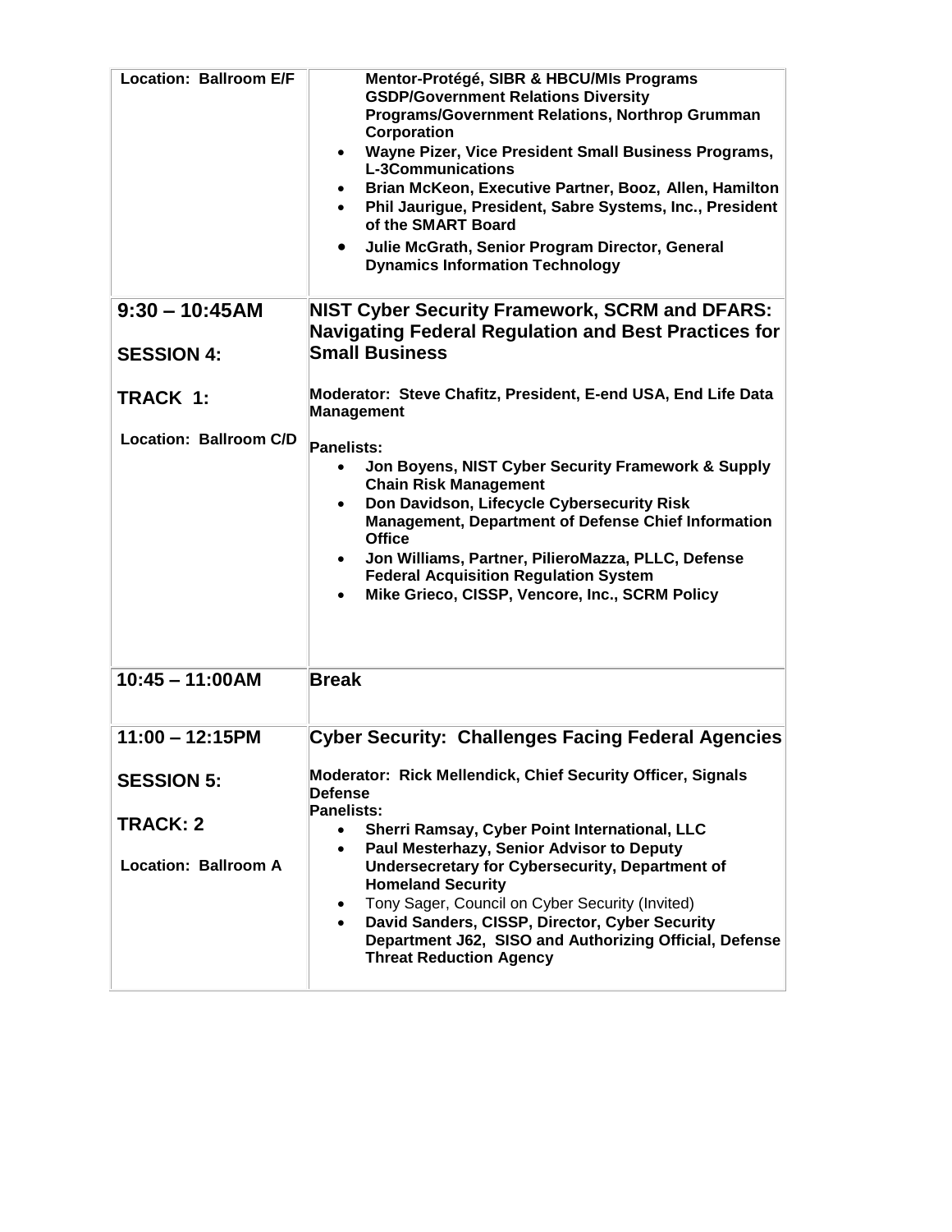| Location: Ballroom E/F | Mentor-Protégé, SIBR & HBCU/MIs Programs GSDP/Government Relations Diversity Programs/Government Relations, Northrop Grumman Corporation<br>• Wayne Pizer, Vice President Small Business Programs, L-3Communications<br>• Brian McKeon, Executive Partner, Booz, Allen, Hamilton<br>• Phil Jaurigue, President, Sabre Systems, Inc., President of the SMART Board<br>• Julie McGrath, Senior Program Director, General Dynamics Information Technology |
|---|---|
| **9:30 – 10:45AM**<br><br>**SESSION 4:**<br><br>**TRACK 1:**<br><br>**Location: Ballroom C/D** | **NIST Cyber Security Framework, SCRM and DFARS: Navigating Federal Regulation and Best Practices for Small Business**<br><br>**Moderator: Steve Chafitz, President, E-end USA, End Life Data Management**<br><br>**Panelists:**<br>• Jon Boyens, NIST Cyber Security Framework & Supply Chain Risk Management<br>• Don Davidson, Lifecycle Cybersecurity Risk Management, Department of Defense Chief Information Office<br>• Jon Williams, Partner, PilieroMazza, PLLC, Defense Federal Acquisition Regulation System<br>• Mike Grieco, CISSP, Vencore, Inc., SCRM Policy |
| **10:45 – 11:00AM** | **Break** |
| **11:00 – 12:15PM**<br><br>**SESSION 5:**<br><br>**TRACK: 2**<br><br>**Location: Ballroom A** | **Cyber Security: Challenges Facing Federal Agencies**<br><br>**Moderator: Rick Mellendick, Chief Security Officer, Signals Defense**<br>**Panelists:**<br>• Sherri Ramsay, Cyber Point International, LLC<br>• Paul Mesterhazy, Senior Advisor to Deputy Undersecretary for Cybersecurity, Department of Homeland Security<br>• Tony Sager, Council on Cyber Security (Invited)<br>• David Sanders, CISSP, Director, Cyber Security Department J62, SISO and Authorizing Official, Defense Threat Reduction Agency |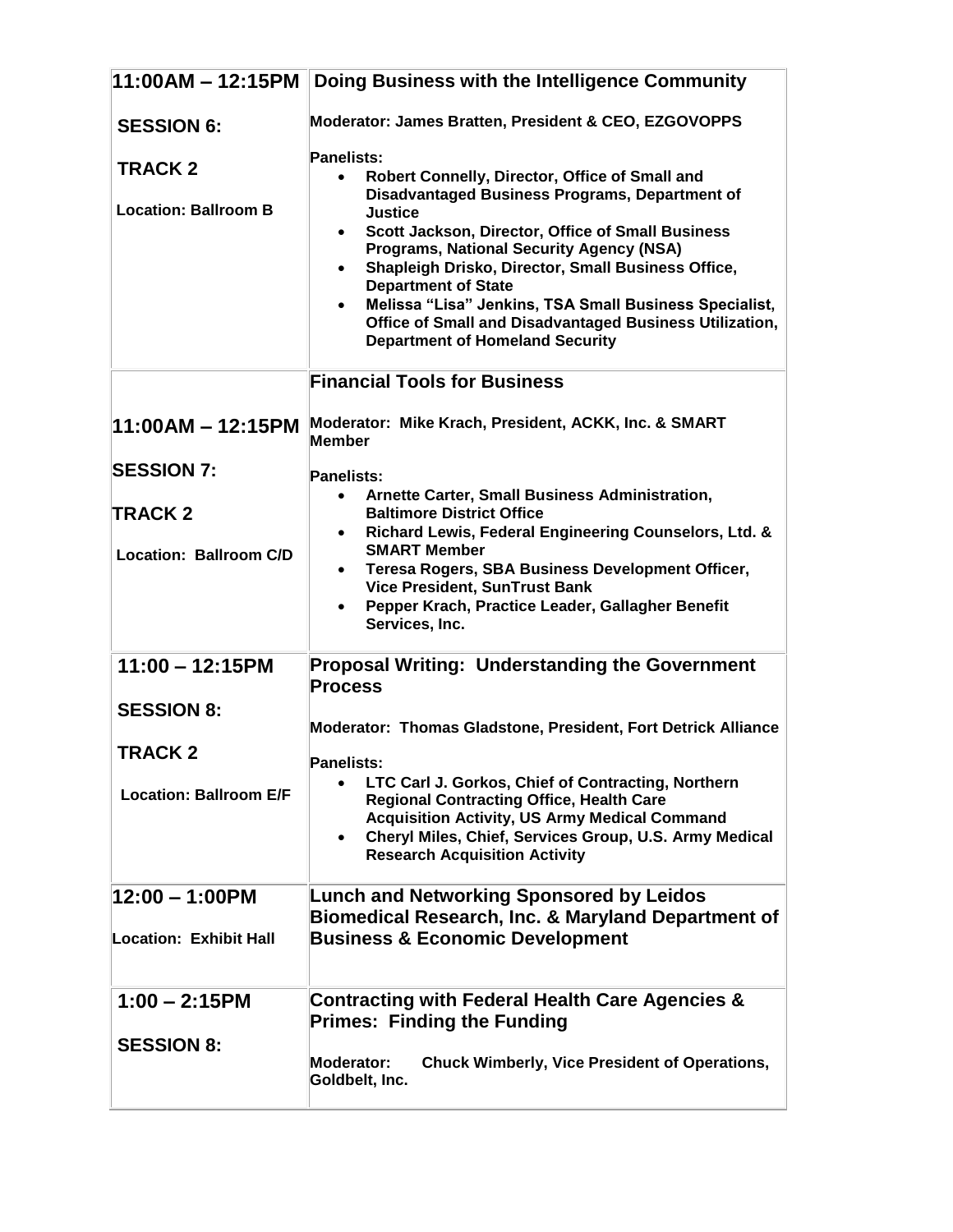| | |
|---|---|
| **11:00AM – 12:15PM**<br><br>**SESSION 6:**<br><br>**TRACK 2**<br><br>**Location: Ballroom B** | **Doing Business with the Intelligence Community**<br><br>**Moderator: James Bratten, President & CEO, EZGOVOPPS**<br><br>**Panelists:**<br>• **Robert Connelly, Director, Office of Small and Disadvantaged Business Programs, Department of Justice**<br>• **Scott Jackson, Director, Office of Small Business Programs, National Security Agency (NSA)**<br>• **Shapleigh Drisko, Director, Small Business Office, Department of State**<br>• **Melissa "Lisa" Jenkins, TSA Small Business Specialist, Office of Small and Disadvantaged Business Utilization, Department of Homeland Security** |
| **11:00AM – 12:15PM**<br><br>**SESSION 7:**<br><br>**TRACK 2**<br><br>**Location: Ballroom C/D** | **Financial Tools for Business**<br><br>**Moderator: Mike Krach, President, ACKK, Inc. & SMART Member**<br><br>**Panelists:**<br>• **Arnette Carter, Small Business Administration, Baltimore District Office**<br>• **Richard Lewis, Federal Engineering Counselors, Ltd. & SMART Member**<br>• **Teresa Rogers, SBA Business Development Officer, Vice President, SunTrust Bank**<br>• **Pepper Krach, Practice Leader, Gallagher Benefit Services, Inc.** |
| **11:00 – 12:15PM**<br><br>**SESSION 8:**<br><br>**TRACK 2**<br><br>**Location: Ballroom E/F** | **Proposal Writing: Understanding the Government Process**<br><br>**Moderator: Thomas Gladstone, President, Fort Detrick Alliance**<br><br>**Panelists:**<br>• **LTC Carl J. Gorkos, Chief of Contracting, Northern Regional Contracting Office, Health Care Acquisition Activity, US Army Medical Command**<br>• **Cheryl Miles, Chief, Services Group, U.S. Army Medical Research Acquisition Activity** |
| **12:00 – 1:00PM**<br><br>**Location: Exhibit Hall** | **Lunch and Networking Sponsored by Leidos Biomedical Research, Inc. & Maryland Department of Business & Economic Development** |
| **1:00 – 2:15PM**<br><br>**SESSION 8:** | **Contracting with Federal Health Care Agencies & Primes: Finding the Funding**<br><br>**Moderator: Chuck Wimberly, Vice President of Operations, Goldbelt, Inc.** |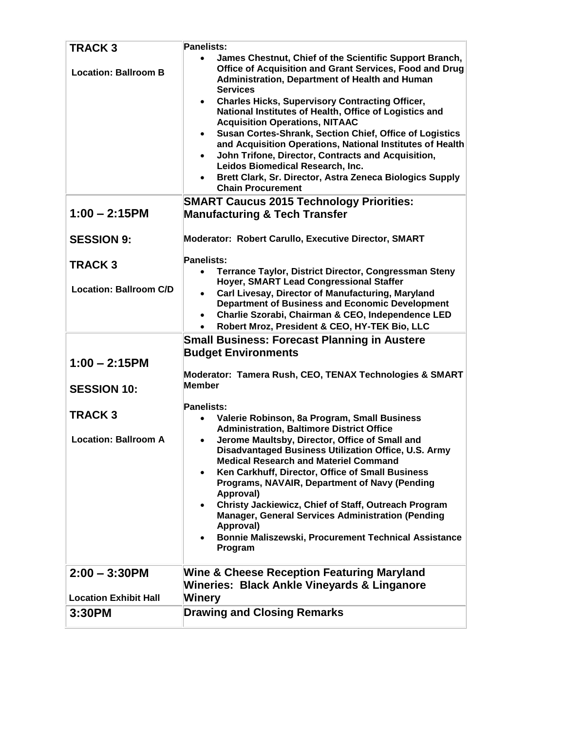| | |
|---|---|
| **TRACK 3**<br><br>**Location: Ballroom B** | **Panelists:**<br>• **James Chestnut, Chief of the Scientific Support Branch, Office of Acquisition and Grant Services, Food and Drug Administration, Department of Health and Human Services**<br>• **Charles Hicks, Supervisory Contracting Officer, National Institutes of Health, Office of Logistics and Acquisition Operations, NITAAC**<br>• **Susan Cortes-Shrank, Section Chief, Office of Logistics and Acquisition Operations, National Institutes of Health**<br>• **John Trifone, Director, Contracts and Acquisition, Leidos Biomedical Research, Inc.**<br>• **Brett Clark, Sr. Director, Astra Zeneca Biologics Supply Chain Procurement** |
| **1:00 – 2:15PM**<br><br>**SESSION 9:**<br><br>**TRACK 3**<br><br>**Location: Ballroom C/D** | **SMART Caucus 2015 Technology Priorities: Manufacturing & Tech Transfer**<br><br>**Moderator: Robert Carullo, Executive Director, SMART**<br><br>**Panelists:**<br>• **Terrance Taylor, District Director, Congressman Steny Hoyer, SMART Lead Congressional Staffer**<br>• **Carl Livesay, Director of Manufacturing, Maryland Department of Business and Economic Development**<br>• **Charlie Szorabi, Chairman & CEO, Independence LED**<br>• **Robert Mroz, President & CEO, HY-TEK Bio, LLC** |
| **1:00 – 2:15PM**<br><br>**SESSION 10:**<br><br>**TRACK 3**<br><br>**Location: Ballroom A** | **Small Business: Forecast Planning in Austere Budget Environments**<br><br>**Moderator: Tamera Rush, CEO, TENAX Technologies & SMART Member**<br><br>**Panelists:**<br>• **Valerie Robinson, 8a Program, Small Business Administration, Baltimore District Office**<br>• **Jerome Maultsby, Director, Office of Small and Disadvantaged Business Utilization Office, U.S. Army Medical Research and Materiel Command**<br>• **Ken Carkhuff, Director, Office of Small Business Programs, NAVAIR, Department of Navy (Pending Approval)**<br>• **Christy Jackiewicz, Chief of Staff, Outreach Program Manager, General Services Administration (Pending Approval)**<br>• **Bonnie Maliszewski, Procurement Technical Assistance Program** |
| **2:00 – 3:30PM**<br><br>**Location Exhibit Hall** | **Wine & Cheese Reception Featuring Maryland Wineries: Black Ankle Vineyards & Linganore Winery** |
| **3:30PM** | **Drawing and Closing Remarks** |